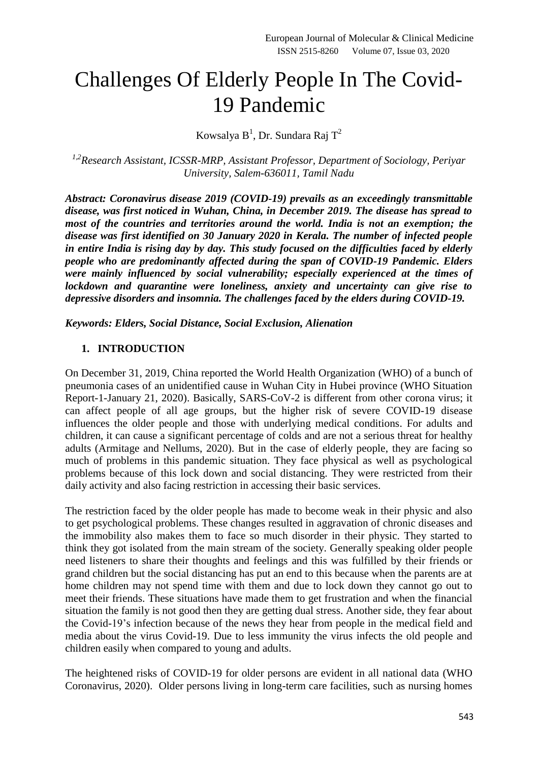# Challenges Of Elderly People In The Covid-19 Pandemic

Kowsalya B[1], Dr. Sundara Raj T[2]

*[1,2]Research Assistant, ICSSR-MRP, Assistant Professor, Department of Sociology, Periyar University, Salem-636011, Tamil Nadu*

***Abstract: Coronavirus disease 2019 (COVID-19) prevails as an exceedingly transmittable disease, was first noticed in Wuhan, China, in December 2019. The disease has spread to most of the countries and territories around the world. India is not an exemption; the disease was first identified on 30 January 2020 in Kerala. The number of infected people in entire India is rising day by day. This study focused on the difficulties faced by elderly people who are predominantly affected during the span of COVID-19 Pandemic. Elders were mainly influenced by social vulnerability; especially experienced at the times of lockdown and quarantine were loneliness, anxiety and uncertainty can give rise to depressive disorders and insomnia. The challenges faced by the elders during COVID-19.***

***Keywords: Elders, Social Distance, Social Exclusion, Alienation***

## 1. INTRODUCTION

On December 31, 2019, China reported the World Health Organization (WHO) of a bunch of pneumonia cases of an unidentified cause in Wuhan City in Hubei province (WHO Situation Report-1-January 21, 2020). Basically, SARS-CoV-2 is different from other corona virus; it can affect people of all age groups, but the higher risk of severe COVID-19 disease influences the older people and those with underlying medical conditions. For adults and children, it can cause a significant percentage of colds and are not a serious threat for healthy adults (Armitage and Nellums, 2020). But in the case of elderly people, they are facing so much of problems in this pandemic situation. They face physical as well as psychological problems because of this lock down and social distancing. They were restricted from their daily activity and also facing restriction in accessing their basic services.

The restriction faced by the older people has made to become weak in their physic and also to get psychological problems. These changes resulted in aggravation of chronic diseases and the immobility also makes them to face so much disorder in their physic. They started to think they got isolated from the main stream of the society. Generally speaking older people need listeners to share their thoughts and feelings and this was fulfilled by their friends or grand children but the social distancing has put an end to this because when the parents are at home children may not spend time with them and due to lock down they cannot go out to meet their friends. These situations have made them to get frustration and when the financial situation the family is not good then they are getting dual stress. Another side, they fear about the Covid-19's infection because of the news they hear from people in the medical field and media about the virus Covid-19. Due to less immunity the virus infects the old people and children easily when compared to young and adults.

The heightened risks of COVID-19 for older persons are evident in all national data (WHO Coronavirus, 2020). Older persons living in long-term care facilities, such as nursing homes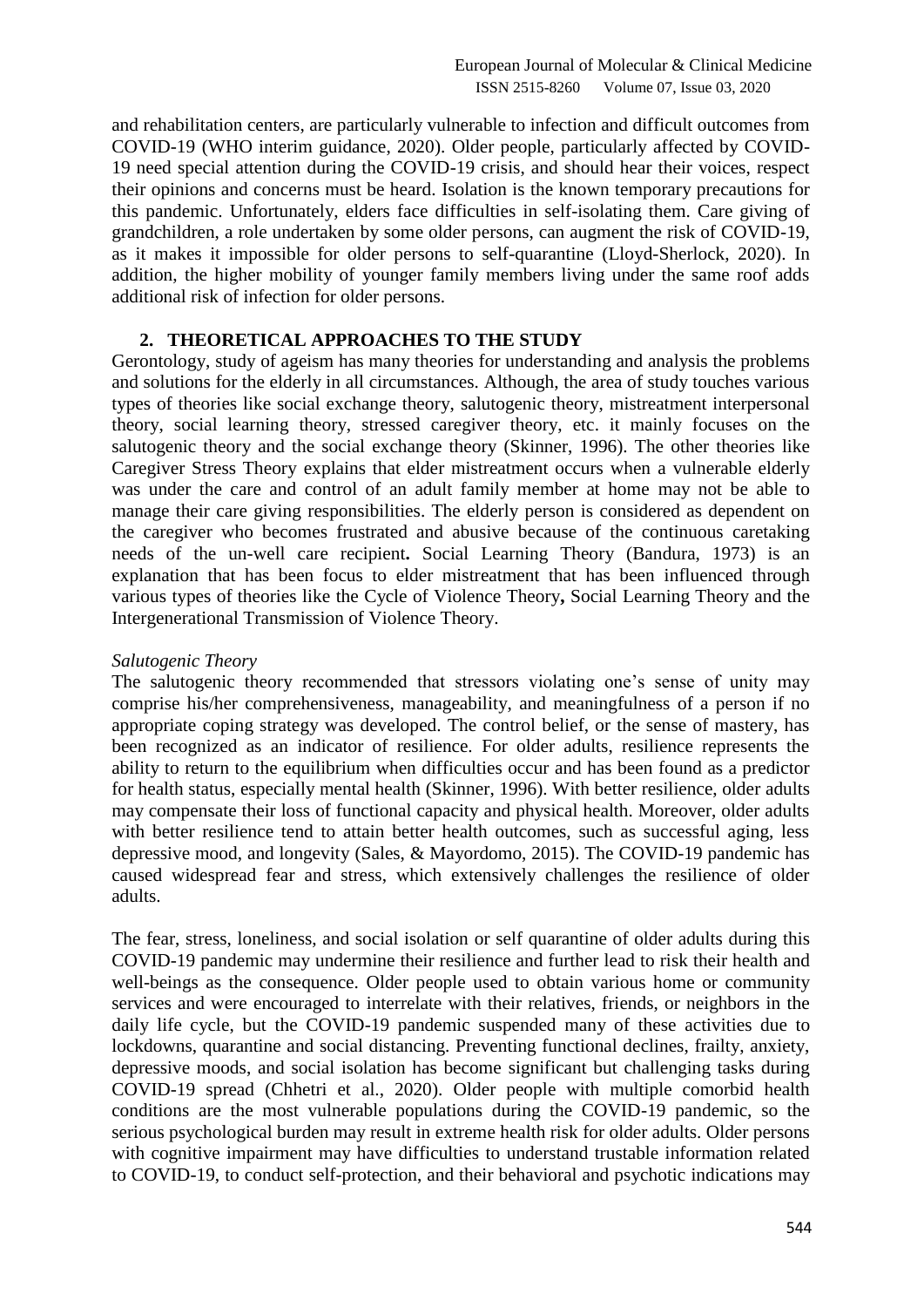and rehabilitation centers, are particularly vulnerable to infection and difficult outcomes from COVID-19 (WHO interim guidance, 2020). Older people, particularly affected by COVID-19 need special attention during the COVID-19 crisis, and should hear their voices, respect their opinions and concerns must be heard. Isolation is the known temporary precautions for this pandemic. Unfortunately, elders face difficulties in self-isolating them. Care giving of grandchildren, a role undertaken by some older persons, can augment the risk of COVID-19, as it makes it impossible for older persons to self-quarantine (Lloyd-Sherlock, 2020). In addition, the higher mobility of younger family members living under the same roof adds additional risk of infection for older persons.

## 2. THEORETICAL APPROACHES TO THE STUDY

Gerontology, study of ageism has many theories for understanding and analysis the problems and solutions for the elderly in all circumstances. Although, the area of study touches various types of theories like social exchange theory, salutogenic theory, mistreatment interpersonal theory, social learning theory, stressed caregiver theory, etc. it mainly focuses on the salutogenic theory and the social exchange theory (Skinner, 1996). The other theories like Caregiver Stress Theory explains that elder mistreatment occurs when a vulnerable elderly was under the care and control of an adult family member at home may not be able to manage their care giving responsibilities. The elderly person is considered as dependent on the caregiver who becomes frustrated and abusive because of the continuous caretaking needs of the un-well care recipient**.** Social Learning Theory (Bandura, 1973) is an explanation that has been focus to elder mistreatment that has been influenced through various types of theories like the Cycle of Violence Theory**,** Social Learning Theory and the Intergenerational Transmission of Violence Theory.

*Salutogenic Theory*

The salutogenic theory recommended that stressors violating one's sense of unity may comprise his/her comprehensiveness, manageability, and meaningfulness of a person if no appropriate coping strategy was developed. The control belief, or the sense of mastery, has been recognized as an indicator of resilience. For older adults, resilience represents the ability to return to the equilibrium when difficulties occur and has been found as a predictor for health status, especially mental health (Skinner, 1996). With better resilience, older adults may compensate their loss of functional capacity and physical health. Moreover, older adults with better resilience tend to attain better health outcomes, such as successful aging, less depressive mood, and longevity (Sales, & Mayordomo, 2015). The COVID-19 pandemic has caused widespread fear and stress, which extensively challenges the resilience of older adults.

The fear, stress, loneliness, and social isolation or self quarantine of older adults during this COVID-19 pandemic may undermine their resilience and further lead to risk their health and well-beings as the consequence. Older people used to obtain various home or community services and were encouraged to interrelate with their relatives, friends, or neighbors in the daily life cycle, but the COVID-19 pandemic suspended many of these activities due to lockdowns, quarantine and social distancing. Preventing functional declines, frailty, anxiety, depressive moods, and social isolation has become significant but challenging tasks during COVID-19 spread (Chhetri et al., 2020). Older people with multiple comorbid health conditions are the most vulnerable populations during the COVID-19 pandemic, so the serious psychological burden may result in extreme health risk for older adults. Older persons with cognitive impairment may have difficulties to understand trustable information related to COVID-19, to conduct self-protection, and their behavioral and psychotic indications may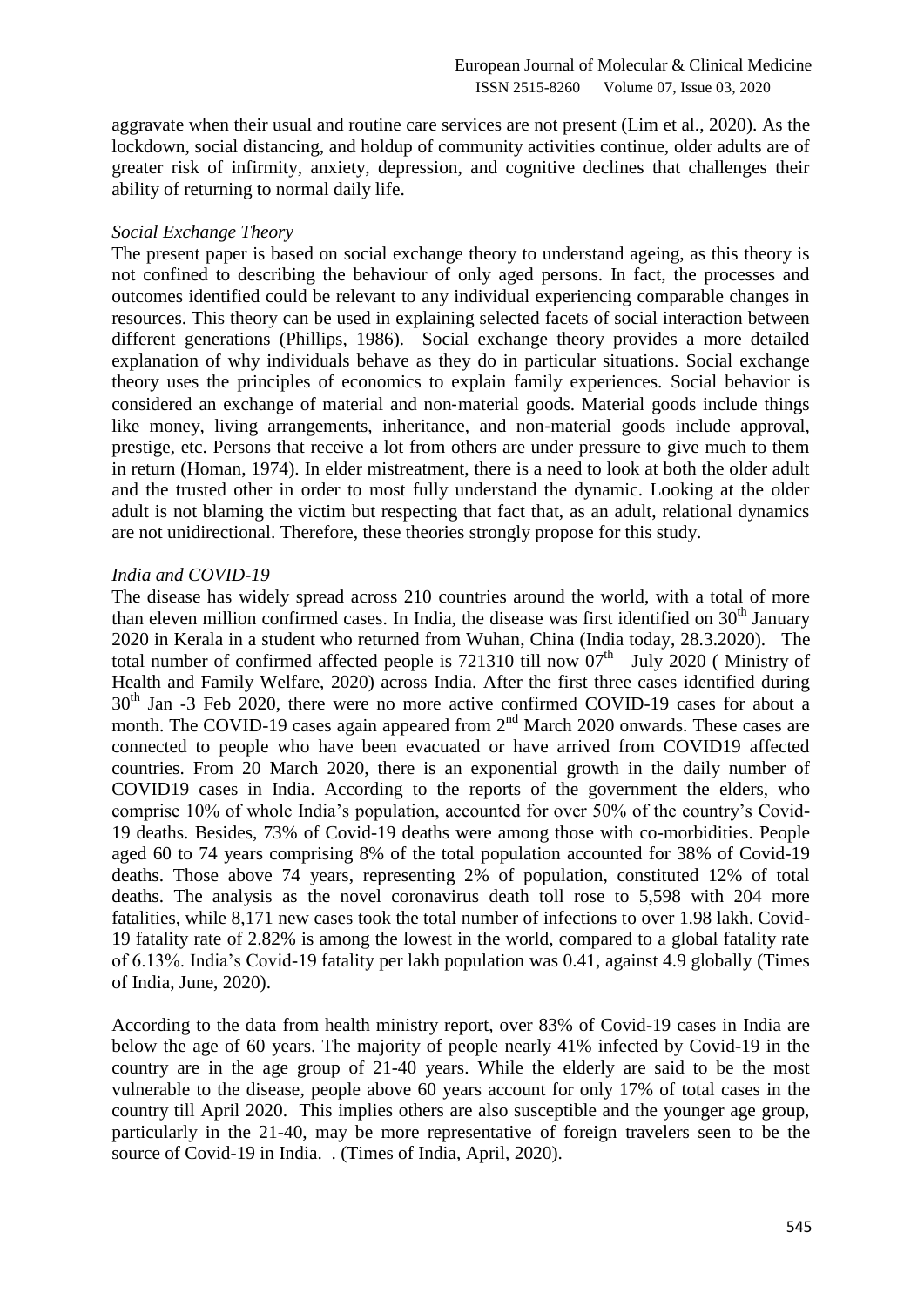aggravate when their usual and routine care services are not present (Lim et al., 2020). As the lockdown, social distancing, and holdup of community activities continue, older adults are of greater risk of infirmity, anxiety, depression, and cognitive declines that challenges their ability of returning to normal daily life.

*Social Exchange Theory*

The present paper is based on social exchange theory to understand ageing, as this theory is not confined to describing the behaviour of only aged persons. In fact, the processes and outcomes identified could be relevant to any individual experiencing comparable changes in resources. This theory can be used in explaining selected facets of social interaction between different generations (Phillips, 1986). Social exchange theory provides a more detailed explanation of why individuals behave as they do in particular situations. Social exchange theory uses the principles of economics to explain family experiences. Social behavior is considered an exchange of material and non-material goods. Material goods include things like money, living arrangements, inheritance, and non-material goods include approval, prestige, etc. Persons that receive a lot from others are under pressure to give much to them in return (Homan, 1974). In elder mistreatment, there is a need to look at both the older adult and the trusted other in order to most fully understand the dynamic. Looking at the older adult is not blaming the victim but respecting that fact that, as an adult, relational dynamics are not unidirectional. Therefore, these theories strongly propose for this study.

*India and COVID-19*

The disease has widely spread across 210 countries around the world, with a total of more than eleven million confirmed cases. In India, the disease was first identified on 30th January 2020 in Kerala in a student who returned from Wuhan, China (India today, 28.3.2020). The total number of confirmed affected people is 721310 till now 07th July 2020 ( Ministry of Health and Family Welfare, 2020) across India. After the first three cases identified during 30th Jan -3 Feb 2020, there were no more active confirmed COVID-19 cases for about a month. The COVID-19 cases again appeared from 2nd March 2020 onwards. These cases are connected to people who have been evacuated or have arrived from COVID19 affected countries. From 20 March 2020, there is an exponential growth in the daily number of COVID19 cases in India. According to the reports of the government the elders, who comprise 10% of whole India's population, accounted for over 50% of the country's Covid-19 deaths. Besides, 73% of Covid-19 deaths were among those with co-morbidities. People aged 60 to 74 years comprising 8% of the total population accounted for 38% of Covid-19 deaths. Those above 74 years, representing 2% of population, constituted 12% of total deaths. The analysis as the novel coronavirus death toll rose to 5,598 with 204 more fatalities, while 8,171 new cases took the total number of infections to over 1.98 lakh. Covid-19 fatality rate of 2.82% is among the lowest in the world, compared to a global fatality rate of 6.13%. India's Covid-19 fatality per lakh population was 0.41, against 4.9 globally (Times of India, June, 2020).

According to the data from health ministry report, over 83% of Covid-19 cases in India are below the age of 60 years. The majority of people nearly 41% infected by Covid-19 in the country are in the age group of 21-40 years. While the elderly are said to be the most vulnerable to the disease, people above 60 years account for only 17% of total cases in the country till April 2020. This implies others are also susceptible and the younger age group, particularly in the 21-40, may be more representative of foreign travelers seen to be the source of Covid-19 in India. . (Times of India, April, 2020).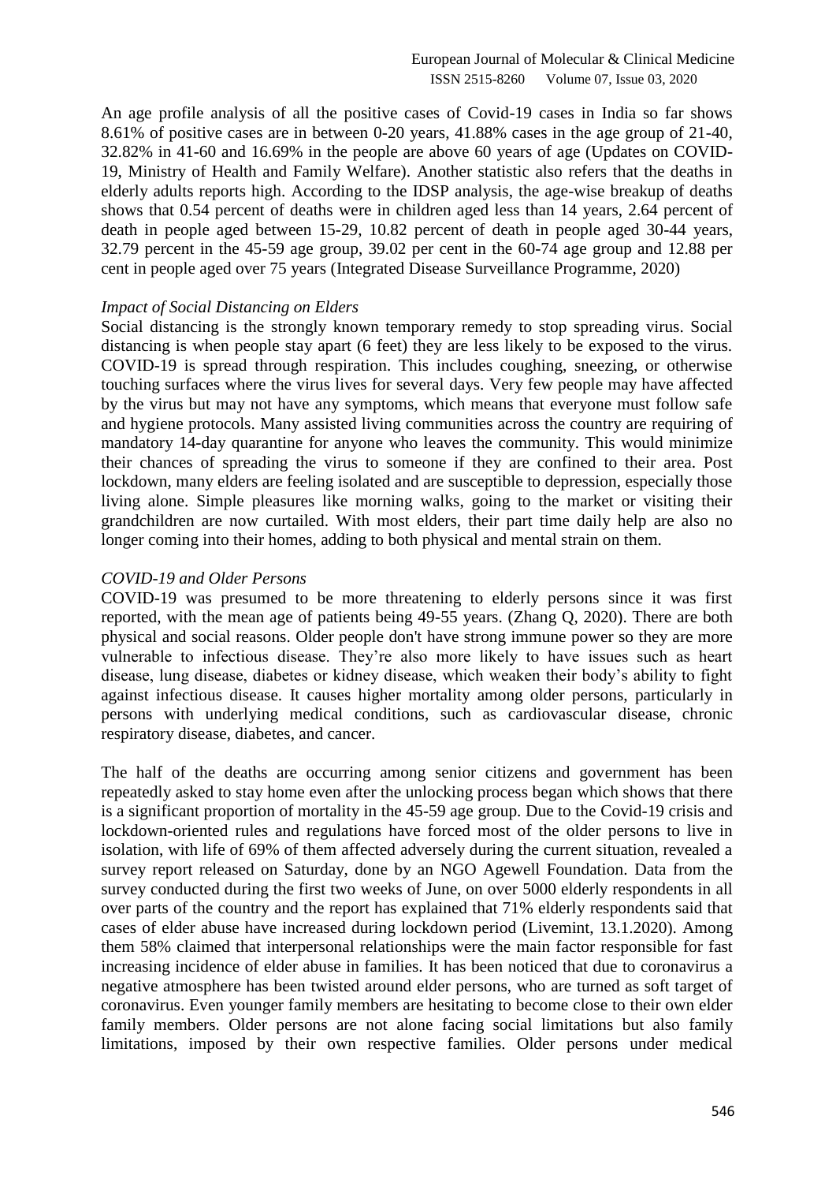An age profile analysis of all the positive cases of Covid-19 cases in India so far shows 8.61% of positive cases are in between 0-20 years, 41.88% cases in the age group of 21-40, 32.82% in 41-60 and 16.69% in the people are above 60 years of age (Updates on COVID-19, Ministry of Health and Family Welfare). Another statistic also refers that the deaths in elderly adults reports high. According to the IDSP analysis, the age-wise breakup of deaths shows that 0.54 percent of deaths were in children aged less than 14 years, 2.64 percent of death in people aged between 15-29, 10.82 percent of death in people aged 30-44 years, 32.79 percent in the 45-59 age group, 39.02 per cent in the 60-74 age group and 12.88 per cent in people aged over 75 years (Integrated Disease Surveillance Programme, 2020)

*Impact of Social Distancing on Elders*

Social distancing is the strongly known temporary remedy to stop spreading virus. Social distancing is when people stay apart (6 feet) they are less likely to be exposed to the virus. COVID-19 is spread through respiration. This includes coughing, sneezing, or otherwise touching surfaces where the virus lives for several days. Very few people may have affected by the virus but may not have any symptoms, which means that everyone must follow safe and hygiene protocols. Many assisted living communities across the country are requiring of mandatory 14-day quarantine for anyone who leaves the community. This would minimize their chances of spreading the virus to someone if they are confined to their area. Post lockdown, many elders are feeling isolated and are susceptible to depression, especially those living alone. Simple pleasures like morning walks, going to the market or visiting their grandchildren are now curtailed. With most elders, their part time daily help are also no longer coming into their homes, adding to both physical and mental strain on them.

*COVID-19 and Older Persons*

COVID-19 was presumed to be more threatening to elderly persons since it was first reported, with the mean age of patients being 49-55 years. (Zhang Q, 2020). There are both physical and social reasons. Older people don't have strong immune power so they are more vulnerable to infectious disease. They're also more likely to have issues such as heart disease, lung disease, diabetes or kidney disease, which weaken their body's ability to fight against infectious disease. It causes higher mortality among older persons, particularly in persons with underlying medical conditions, such as cardiovascular disease, chronic respiratory disease, diabetes, and cancer.

The half of the deaths are occurring among senior citizens and government has been repeatedly asked to stay home even after the unlocking process began which shows that there is a significant proportion of mortality in the 45-59 age group. Due to the Covid-19 crisis and lockdown-oriented rules and regulations have forced most of the older persons to live in isolation, with life of 69% of them affected adversely during the current situation, revealed a survey report released on Saturday, done by an NGO Agewell Foundation. Data from the survey conducted during the first two weeks of June, on over 5000 elderly respondents in all over parts of the country and the report has explained that 71% elderly respondents said that cases of elder abuse have increased during lockdown period (Livemint, 13.1.2020). Among them 58% claimed that interpersonal relationships were the main factor responsible for fast increasing incidence of elder abuse in families. It has been noticed that due to coronavirus a negative atmosphere has been twisted around elder persons, who are turned as soft target of coronavirus. Even younger family members are hesitating to become close to their own elder family members. Older persons are not alone facing social limitations but also family limitations, imposed by their own respective families. Older persons under medical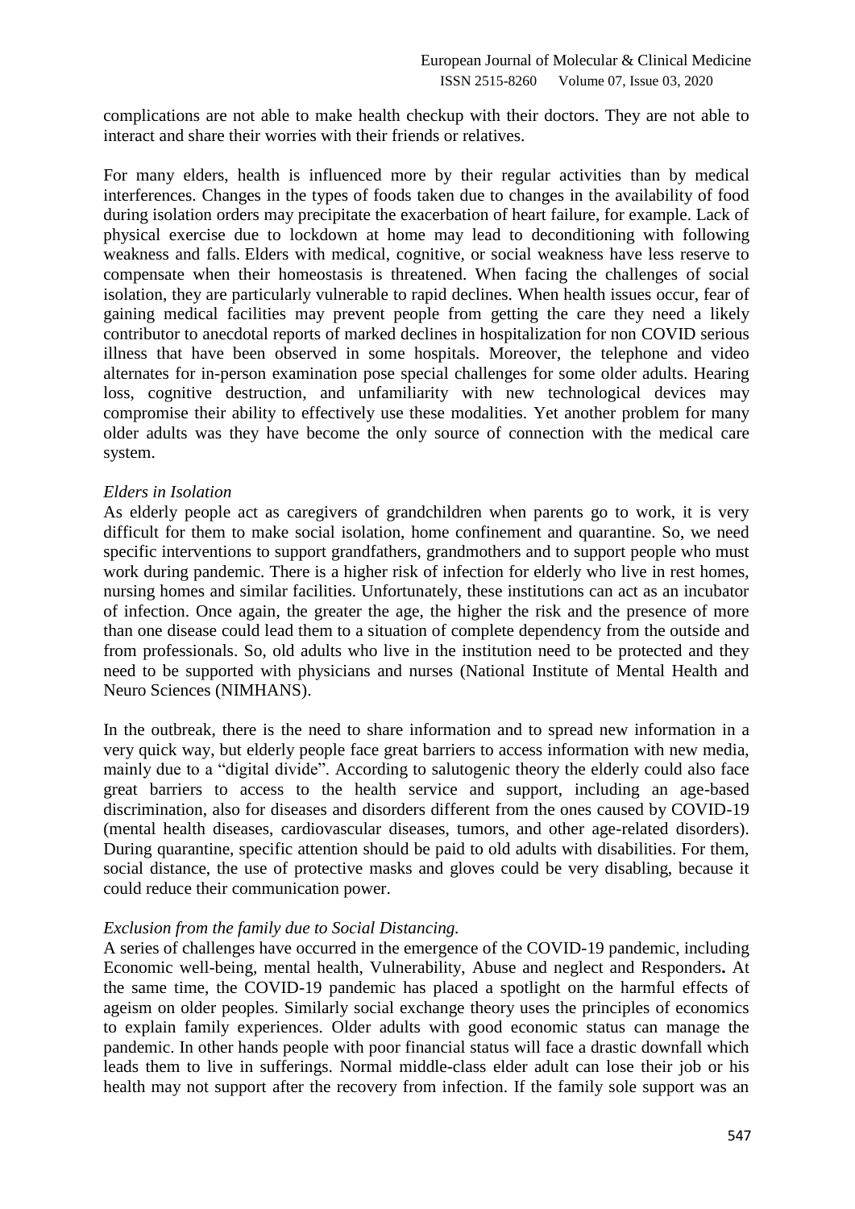complications are not able to make health checkup with their doctors. They are not able to interact and share their worries with their friends or relatives.

For many elders, health is influenced more by their regular activities than by medical interferences. Changes in the types of foods taken due to changes in the availability of food during isolation orders may precipitate the exacerbation of heart failure, for example. Lack of physical exercise due to lockdown at home may lead to deconditioning with following weakness and falls. Elders with medical, cognitive, or social weakness have less reserve to compensate when their homeostasis is threatened. When facing the challenges of social isolation, they are particularly vulnerable to rapid declines. When health issues occur, fear of gaining medical facilities may prevent people from getting the care they need a likely contributor to anecdotal reports of marked declines in hospitalization for non COVID serious illness that have been observed in some hospitals. Moreover, the telephone and video alternates for in-person examination pose special challenges for some older adults. Hearing loss, cognitive destruction, and unfamiliarity with new technological devices may compromise their ability to effectively use these modalities. Yet another problem for many older adults was they have become the only source of connection with the medical care system.

*Elders in Isolation*

As elderly people act as caregivers of grandchildren when parents go to work, it is very difficult for them to make social isolation, home confinement and quarantine. So, we need specific interventions to support grandfathers, grandmothers and to support people who must work during pandemic. There is a higher risk of infection for elderly who live in rest homes, nursing homes and similar facilities. Unfortunately, these institutions can act as an incubator of infection. Once again, the greater the age, the higher the risk and the presence of more than one disease could lead them to a situation of complete dependency from the outside and from professionals. So, old adults who live in the institution need to be protected and they need to be supported with physicians and nurses (National Institute of Mental Health and Neuro Sciences (NIMHANS).

In the outbreak, there is the need to share information and to spread new information in a very quick way, but elderly people face great barriers to access information with new media, mainly due to a "digital divide". According to salutogenic theory the elderly could also face great barriers to access to the health service and support, including an age-based discrimination, also for diseases and disorders different from the ones caused by COVID-19 (mental health diseases, cardiovascular diseases, tumors, and other age-related disorders). During quarantine, specific attention should be paid to old adults with disabilities. For them, social distance, the use of protective masks and gloves could be very disabling, because it could reduce their communication power.

*Exclusion from the family due to Social Distancing.*

A series of challenges have occurred in the emergence of the COVID-19 pandemic, including Economic well-being, mental health, Vulnerability, Abuse and neglect and Responders**.** At the same time, the COVID-19 pandemic has placed a spotlight on the harmful effects of ageism on older peoples. Similarly social exchange theory uses the principles of economics to explain family experiences. Older adults with good economic status can manage the pandemic. In other hands people with poor financial status will face a drastic downfall which leads them to live in sufferings. Normal middle-class elder adult can lose their job or his health may not support after the recovery from infection. If the family sole support was an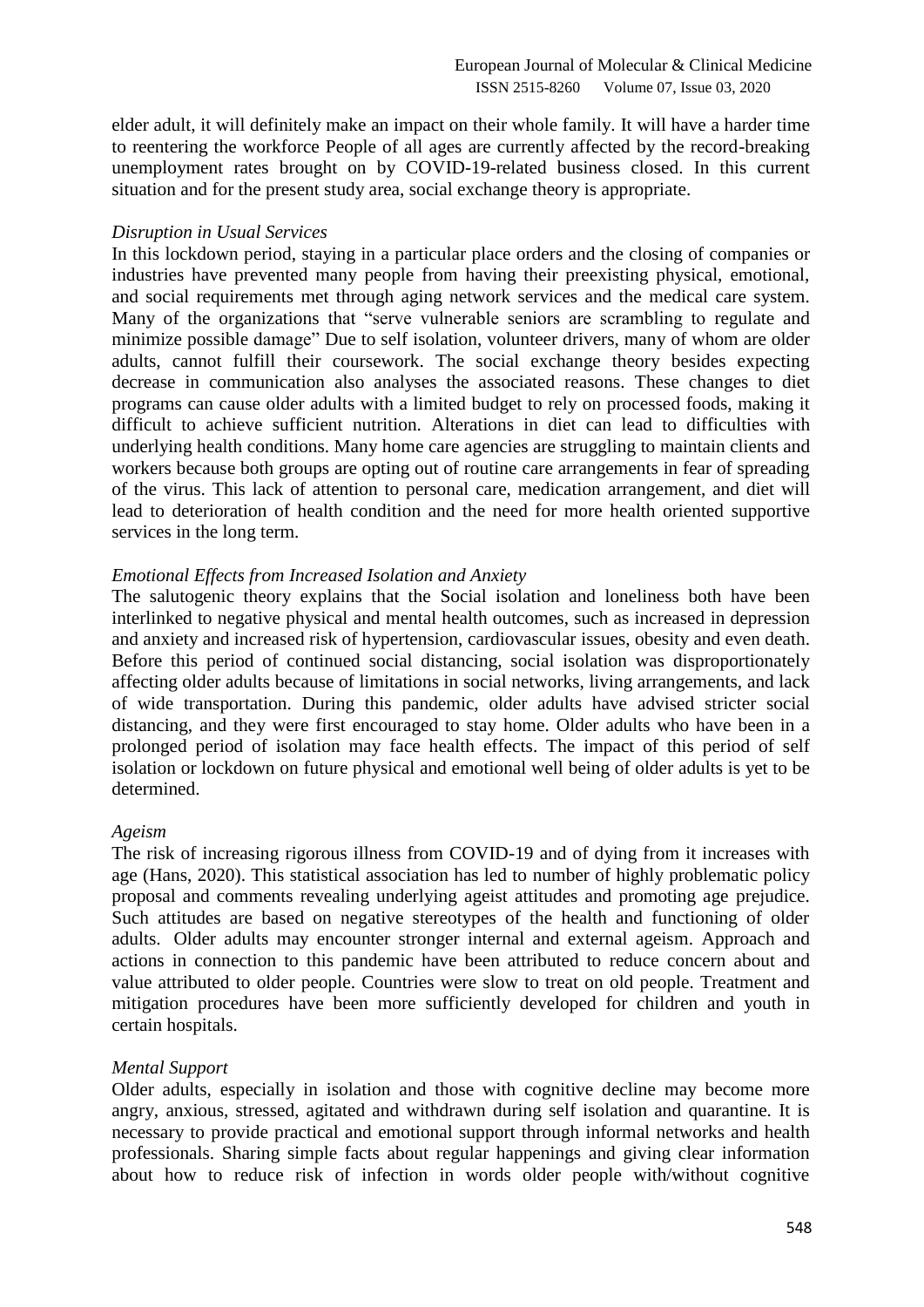elder adult, it will definitely make an impact on their whole family. It will have a harder time to reentering the workforce People of all ages are currently affected by the record-breaking unemployment rates brought on by COVID-19-related business closed. In this current situation and for the present study area, social exchange theory is appropriate.

*Disruption in Usual Services*

In this lockdown period, staying in a particular place orders and the closing of companies or industries have prevented many people from having their preexisting physical, emotional, and social requirements met through aging network services and the medical care system. Many of the organizations that "serve vulnerable seniors are scrambling to regulate and minimize possible damage" Due to self isolation, volunteer drivers, many of whom are older adults, cannot fulfill their coursework. The social exchange theory besides expecting decrease in communication also analyses the associated reasons. These changes to diet programs can cause older adults with a limited budget to rely on processed foods, making it difficult to achieve sufficient nutrition. Alterations in diet can lead to difficulties with underlying health conditions. Many home care agencies are struggling to maintain clients and workers because both groups are opting out of routine care arrangements in fear of spreading of the virus. This lack of attention to personal care, medication arrangement, and diet will lead to deterioration of health condition and the need for more health oriented supportive services in the long term.

*Emotional Effects from Increased Isolation and Anxiety*

The salutogenic theory explains that the Social isolation and loneliness both have been interlinked to negative physical and mental health outcomes, such as increased in depression and anxiety and increased risk of hypertension, cardiovascular issues, obesity and even death. Before this period of continued social distancing, social isolation was disproportionately affecting older adults because of limitations in social networks, living arrangements, and lack of wide transportation. During this pandemic, older adults have advised stricter social distancing, and they were first encouraged to stay home. Older adults who have been in a prolonged period of isolation may face health effects. The impact of this period of self isolation or lockdown on future physical and emotional well being of older adults is yet to be determined.

*Ageism*

The risk of increasing rigorous illness from COVID-19 and of dying from it increases with age (Hans, 2020). This statistical association has led to number of highly problematic policy proposal and comments revealing underlying ageist attitudes and promoting age prejudice. Such attitudes are based on negative stereotypes of the health and functioning of older adults. Older adults may encounter stronger internal and external ageism. Approach and actions in connection to this pandemic have been attributed to reduce concern about and value attributed to older people. Countries were slow to treat on old people. Treatment and mitigation procedures have been more sufficiently developed for children and youth in certain hospitals.

*Mental Support*

Older adults, especially in isolation and those with cognitive decline may become more angry, anxious, stressed, agitated and withdrawn during self isolation and quarantine. It is necessary to provide practical and emotional support through informal networks and health professionals. Sharing simple facts about regular happenings and giving clear information about how to reduce risk of infection in words older people with/without cognitive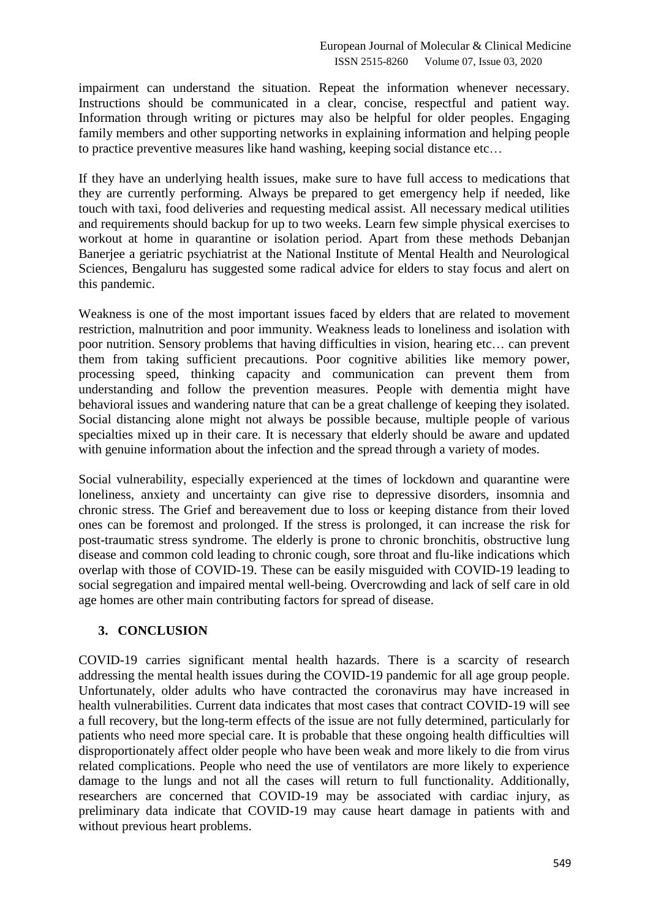impairment can understand the situation. Repeat the information whenever necessary. Instructions should be communicated in a clear, concise, respectful and patient way. Information through writing or pictures may also be helpful for older peoples. Engaging family members and other supporting networks in explaining information and helping people to practice preventive measures like hand washing, keeping social distance etc…

If they have an underlying health issues, make sure to have full access to medications that they are currently performing. Always be prepared to get emergency help if needed, like touch with taxi, food deliveries and requesting medical assist. All necessary medical utilities and requirements should backup for up to two weeks. Learn few simple physical exercises to workout at home in quarantine or isolation period. Apart from these methods Debanjan Banerjee a geriatric psychiatrist at the National Institute of Mental Health and Neurological Sciences, Bengaluru has suggested some radical advice for elders to stay focus and alert on this pandemic.

Weakness is one of the most important issues faced by elders that are related to movement restriction, malnutrition and poor immunity. Weakness leads to loneliness and isolation with poor nutrition. Sensory problems that having difficulties in vision, hearing etc… can prevent them from taking sufficient precautions. Poor cognitive abilities like memory power, processing speed, thinking capacity and communication can prevent them from understanding and follow the prevention measures. People with dementia might have behavioral issues and wandering nature that can be a great challenge of keeping they isolated. Social distancing alone might not always be possible because, multiple people of various specialties mixed up in their care. It is necessary that elderly should be aware and updated with genuine information about the infection and the spread through a variety of modes.

Social vulnerability, especially experienced at the times of lockdown and quarantine were loneliness, anxiety and uncertainty can give rise to depressive disorders, insomnia and chronic stress. The Grief and bereavement due to loss or keeping distance from their loved ones can be foremost and prolonged. If the stress is prolonged, it can increase the risk for post-traumatic stress syndrome. The elderly is prone to chronic bronchitis, obstructive lung disease and common cold leading to chronic cough, sore throat and flu-like indications which overlap with those of COVID-19. These can be easily misguided with COVID-19 leading to social segregation and impaired mental well-being. Overcrowding and lack of self care in old age homes are other main contributing factors for spread of disease.

## 3. CONCLUSION

COVID-19 carries significant mental health hazards. There is a scarcity of research addressing the mental health issues during the COVID-19 pandemic for all age group people. Unfortunately, older adults who have contracted the coronavirus may have increased in health vulnerabilities. Current data indicates that most cases that contract COVID-19 will see a full recovery, but the long-term effects of the issue are not fully determined, particularly for patients who need more special care. It is probable that these ongoing health difficulties will disproportionately affect older people who have been weak and more likely to die from virus related complications. People who need the use of ventilators are more likely to experience damage to the lungs and not all the cases will return to full functionality. Additionally, researchers are concerned that COVID-19 may be associated with cardiac injury, as preliminary data indicate that COVID-19 may cause heart damage in patients with and without previous heart problems.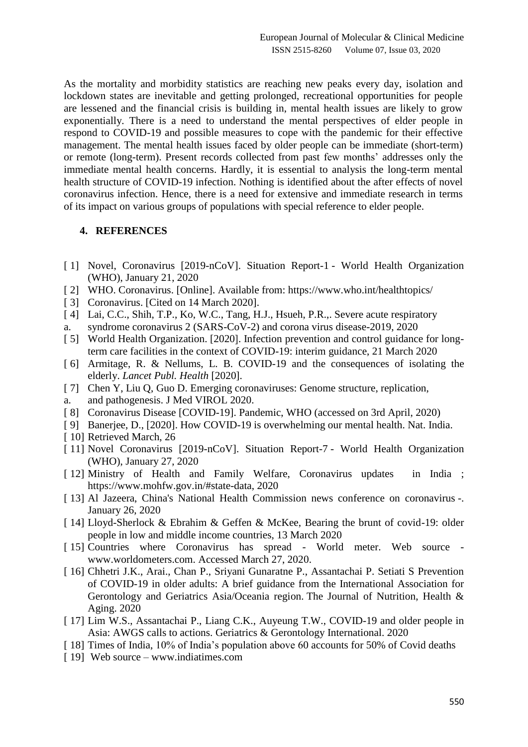As the mortality and morbidity statistics are reaching new peaks every day, isolation and lockdown states are inevitable and getting prolonged, recreational opportunities for people are lessened and the financial crisis is building in, mental health issues are likely to grow exponentially. There is a need to understand the mental perspectives of elder people in respond to COVID-19 and possible measures to cope with the pandemic for their effective management. The mental health issues faced by older people can be immediate (short-term) or remote (long-term). Present records collected from past few months' addresses only the immediate mental health concerns. Hardly, it is essential to analysis the long-term mental health structure of COVID-19 infection. Nothing is identified about the after effects of novel coronavirus infection. Hence, there is a need for extensive and immediate research in terms of its impact on various groups of populations with special reference to elder people.

## 4. REFERENCES

[ 1] Novel, Coronavirus [2019-nCoV]. Situation Report-1 - World Health Organization (WHO), January 21, 2020

[ 2] WHO. Coronavirus. [Online]. Available from: https://www.who.int/healthtopics/

[ 3] Coronavirus. [Cited on 14 March 2020].

[ 4] Lai, C.C., Shih, T.P., Ko, W.C., Tang, H.J., Hsueh, P.R.,. Severe acute respiratory

a. syndrome coronavirus 2 (SARS-CoV-2) and corona virus disease-2019, 2020

[ 5] World Health Organization. [2020]. Infection prevention and control guidance for long-term care facilities in the context of COVID-19: interim guidance, 21 March 2020

[ 6] Armitage, R. & Nellums, L. B. COVID-19 and the consequences of isolating the elderly. *Lancet Publ. Health* [2020].

[ 7] Chen Y, Liu Q, Guo D. Emerging coronaviruses: Genome structure, replication,

a. and pathogenesis. J Med VIROL 2020.

[ 8] Coronavirus Disease [COVID-19]. Pandemic, WHO (accessed on 3rd April, 2020)

[ 9] Banerjee, D., [2020]. How COVID-19 is overwhelming our mental health. Nat. India.

[ 10] Retrieved March, 26

[ 11] Novel Coronavirus [2019-nCoV]. Situation Report-7 - World Health Organization (WHO), January 27, 2020

[ 12] Ministry of Health and Family Welfare, Coronavirus updates in India ; https://www.mohfw.gov.in/#state-data, 2020

[ 13] Al Jazeera, China's National Health Commission news conference on coronavirus -. January 26, 2020

[ 14] Lloyd-Sherlock & Ebrahim & Geffen & McKee, Bearing the brunt of covid-19: older people in low and middle income countries, 13 March 2020

[ 15] Countries where Coronavirus has spread - World meter. Web source - www.worldometers.com. Accessed March 27, 2020.

[ 16] Chhetri J.K., Arai., Chan P., Sriyani Gunaratne P., Assantachai P. Setiati S Prevention of COVID-19 in older adults: A brief guidance from the International Association for Gerontology and Geriatrics Asia/Oceania region. The Journal of Nutrition, Health & Aging. 2020

[ 17] Lim W.S., Assantachai P., Liang C.K., Auyeung T.W., COVID-19 and older people in Asia: AWGS calls to actions. Geriatrics & Gerontology International. 2020

[ 18] Times of India, 10% of India's population above 60 accounts for 50% of Covid deaths

[ 19] Web source – www.indiatimes.com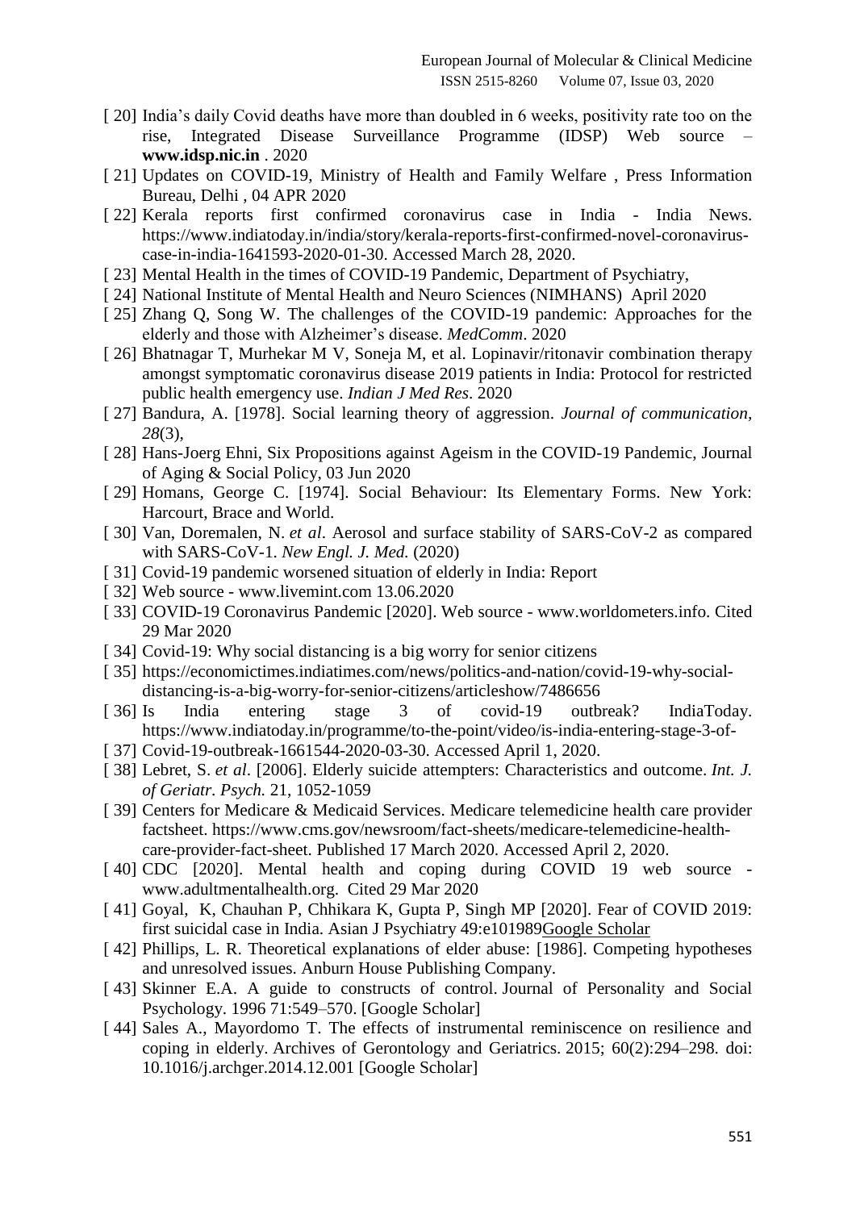- [ 20] India's daily Covid deaths have more than doubled in 6 weeks, positivity rate too on the rise, Integrated Disease Surveillance Programme (IDSP) Web source – **www.idsp.nic.in** . 2020
- [ 21] Updates on COVID-19, Ministry of Health and Family Welfare , Press Information Bureau, Delhi , 04 APR 2020
- [ 22] Kerala reports first confirmed coronavirus case in India - India News. https://www.indiatoday.in/india/story/kerala-reports-first-confirmed-novel-coronavirus-case-in-india-1641593-2020-01-30. Accessed March 28, 2020.
- [ 23] Mental Health in the times of COVID-19 Pandemic, Department of Psychiatry,
- [ 24] National Institute of Mental Health and Neuro Sciences (NIMHANS) April 2020
- [ 25] Zhang Q, Song W. The challenges of the COVID-19 pandemic: Approaches for the elderly and those with Alzheimer's disease. *MedComm*. 2020
- [ 26] Bhatnagar T, Murhekar M V, Soneja M, et al. Lopinavir/ritonavir combination therapy amongst symptomatic coronavirus disease 2019 patients in India: Protocol for restricted public health emergency use. *Indian J Med Res*. 2020
- [ 27] Bandura, A. [1978]. Social learning theory of aggression. *Journal of communication, 28*(3),
- [ 28] Hans-Joerg Ehni, Six Propositions against Ageism in the COVID-19 Pandemic, Journal of Aging & Social Policy, 03 Jun 2020
- [ 29] Homans, George C. [1974]. Social Behaviour: Its Elementary Forms. New York: Harcourt, Brace and World.
- [ 30] Van, Doremalen, N. *et al*. Aerosol and surface stability of SARS-CoV-2 as compared with SARS-CoV-1. *New Engl. J. Med.* (2020)
- [ 31] Covid-19 pandemic worsened situation of elderly in India: Report
- [ 32] Web source - www.livemint.com 13.06.2020
- [ 33] COVID-19 Coronavirus Pandemic [2020]. Web source - www.worldometers.info. Cited 29 Mar 2020
- [ 34] Covid-19: Why social distancing is a big worry for senior citizens
- [ 35] https://economictimes.indiatimes.com/news/politics-and-nation/covid-19-why-social-distancing-is-a-big-worry-for-senior-citizens/articleshow/7486656
- [ 36] Is India entering stage 3 of covid-19 outbreak? IndiaToday. https://www.indiatoday.in/programme/to-the-point/video/is-india-entering-stage-3-of-
- [ 37] Covid-19-outbreak-1661544-2020-03-30. Accessed April 1, 2020.
- [ 38] Lebret, S. *et al*. [2006]. Elderly suicide attempters: Characteristics and outcome. *Int. J. of Geriatr. Psych.* 21, 1052-1059
- [ 39] Centers for Medicare & Medicaid Services. Medicare telemedicine health care provider factsheet. https://www.cms.gov/newsroom/fact-sheets/medicare-telemedicine-health-care-provider-fact-sheet. Published 17 March 2020. Accessed April 2, 2020.
- [ 40] CDC [2020]. Mental health and coping during COVID 19 web source - www.adultmentalhealth.org. Cited 29 Mar 2020
- [ 41] Goyal, K, Chauhan P, Chhikara K, Gupta P, Singh MP [2020]. Fear of COVID 2019: first suicidal case in India. Asian J Psychiatry 49:e101989Google Scholar
- [ 42] Phillips, L. R. Theoretical explanations of elder abuse: [1986]. Competing hypotheses and unresolved issues. Anburn House Publishing Company.
- [ 43] Skinner E.A. A guide to constructs of control. Journal of Personality and Social Psychology. 1996 71:549–570. [Google Scholar]
- [ 44] Sales A., Mayordomo T. The effects of instrumental reminiscence on resilience and coping in elderly. Archives of Gerontology and Geriatrics. 2015; 60(2):294–298. doi: 10.1016/j.archger.2014.12.001 [Google Scholar]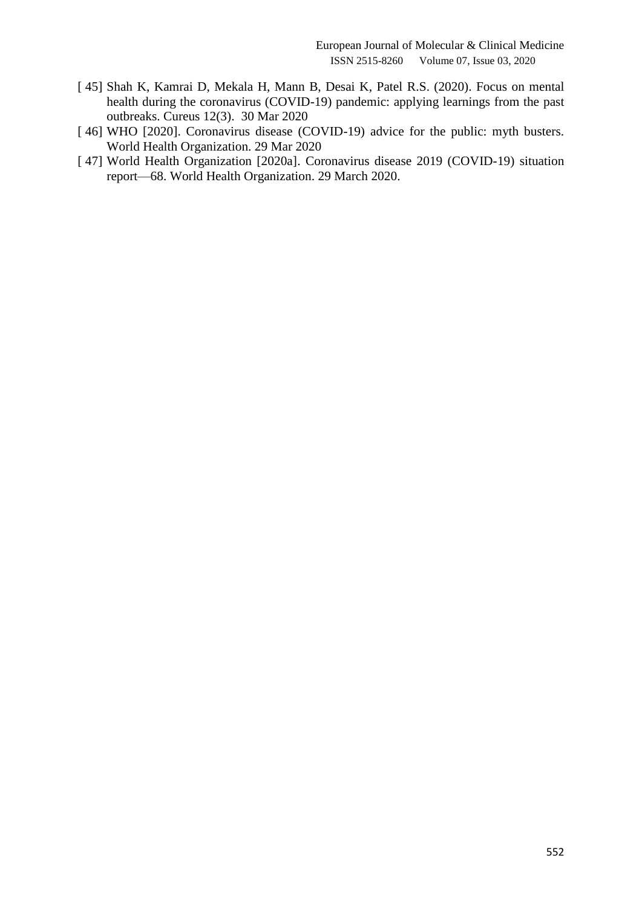[ 45] Shah K, Kamrai D, Mekala H, Mann B, Desai K, Patel R.S. (2020). Focus on mental health during the coronavirus (COVID-19) pandemic: applying learnings from the past outbreaks. Cureus 12(3). 30 Mar 2020

[ 46] WHO [2020]. Coronavirus disease (COVID-19) advice for the public: myth busters. World Health Organization. 29 Mar 2020

[ 47] World Health Organization [2020a]. Coronavirus disease 2019 (COVID-19) situation report—68. World Health Organization. 29 March 2020.